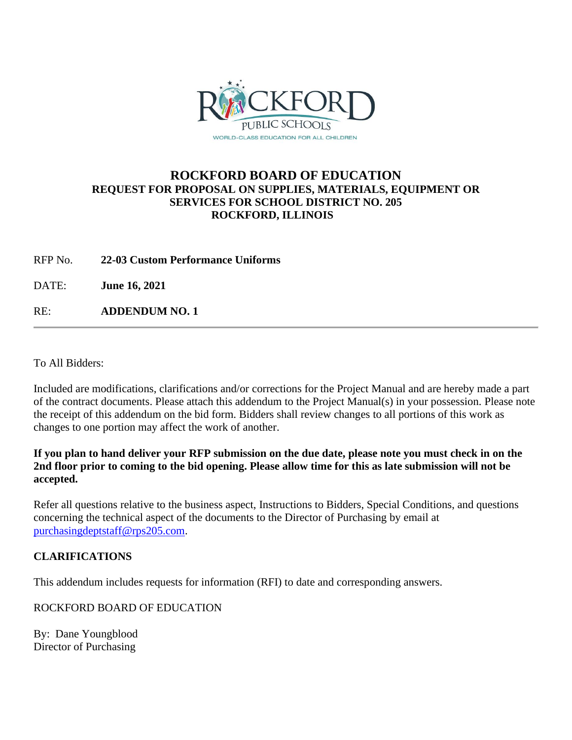# ROCKFORD BOARD OF EDUCATION

### REQUEST FOR PROPOSAL ON SUPPLIES, MATERIALS, EQUIPMENT OR SERVICES FOR SCHOOL DISTRICT NO. 205 ROCKFORD, ILLINOIS

RFP No. **22-03 Custom Performance Uniforms**

DATE: **June 16, 2021**

RE: **ADDENDUM NO. 1**

---

To All Bidders:

Included are modifications, clarifications and/or corrections for the Project Manual and are hereby made a part of the contract documents. Please attach this addendum to the Project Manual(s) in your possession. Please note the receipt of this addendum on the bid form. Bidders shall review changes to all portions of this work as changes to one portion may affect the work of another.

**If you plan to hand deliver your RFP submission on the due date, please note you must check in on the 2nd floor prior to coming to the bid opening. Please allow time for this as late submission will not be accepted.**

Refer all questions relative to the business aspect, Instructions to Bidders, Special Conditions, and questions concerning the technical aspect of the documents to the Director of Purchasing by email at purchasingdeptstaff@rps205.com.

**CLARIFICATIONS**

This addendum includes requests for information (RFI) to date and corresponding answers.

ROCKFORD BOARD OF EDUCATION

By: Dane Youngblood
Director of Purchasing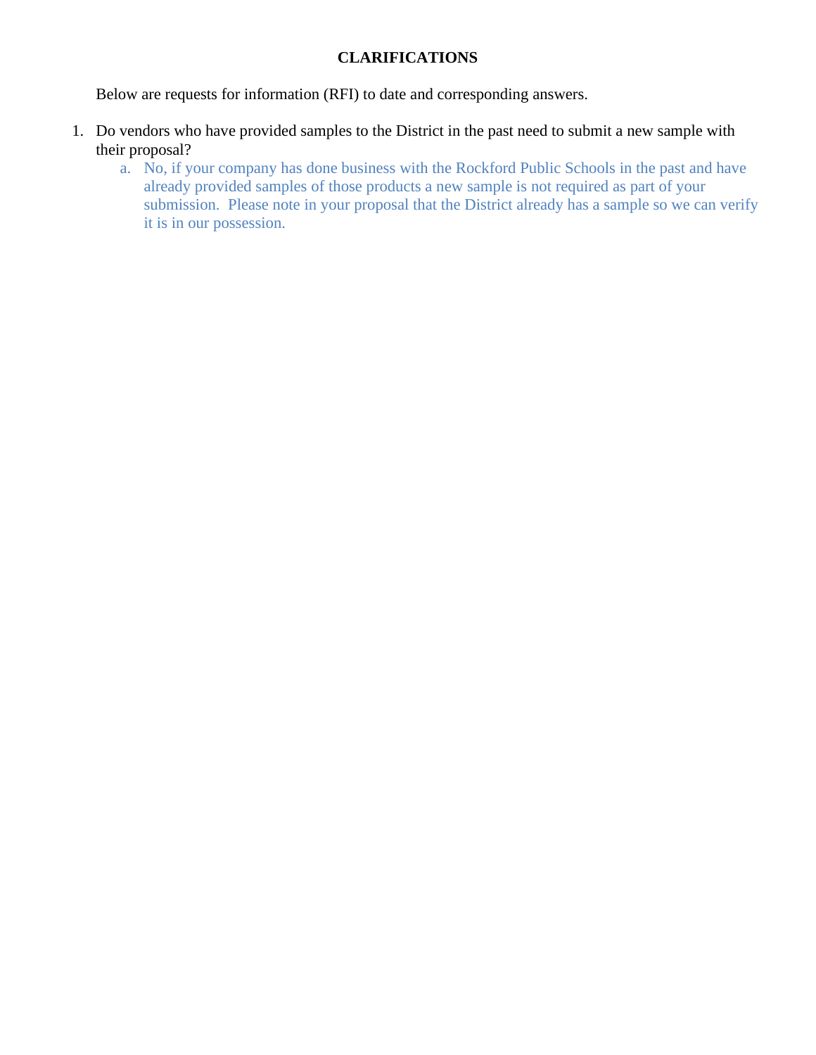## CLARIFICATIONS

Below are requests for information (RFI) to date and corresponding answers.

1. Do vendors who have provided samples to the District in the past need to submit a new sample with their proposal?
   a. No, if your company has done business with the Rockford Public Schools in the past and have already provided samples of those products a new sample is not required as part of your submission.  Please note in your proposal that the District already has a sample so we can verify it is in our possession.